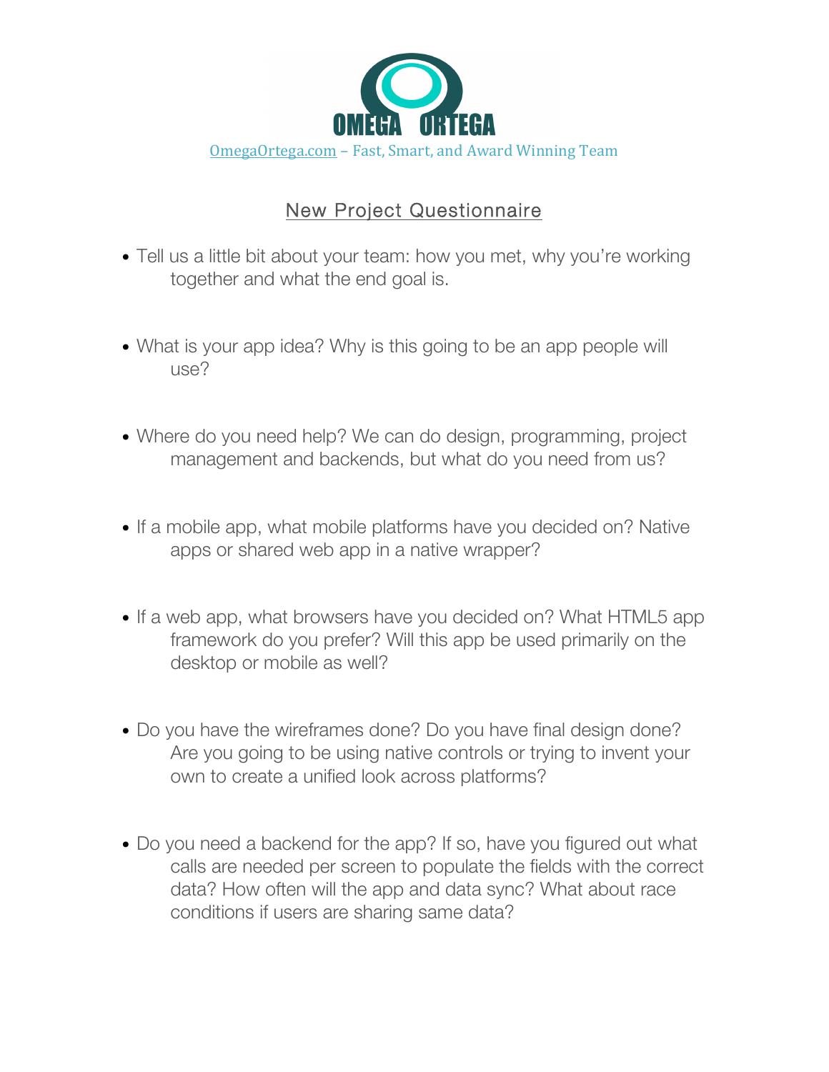OMEGA ORTEGA

OmegaOrtega.com – Fast, Smart, and Award Winning Team

# New Project Questionnaire

- Tell us a little bit about your team: how you met, why you're working together and what the end goal is.

- What is your app idea? Why is this going to be an app people will use?

- Where do you need help? We can do design, programming, project management and backends, but what do you need from us?

- If a mobile app, what mobile platforms have you decided on? Native apps or shared web app in a native wrapper?

- If a web app, what browsers have you decided on? What HTML5 app framework do you prefer? Will this app be used primarily on the desktop or mobile as well?

- Do you have the wireframes done? Do you have final design done? Are you going to be using native controls or trying to invent your own to create a unified look across platforms?

- Do you need a backend for the app? If so, have you figured out what calls are needed per screen to populate the fields with the correct data? How often will the app and data sync? What about race conditions if users are sharing same data?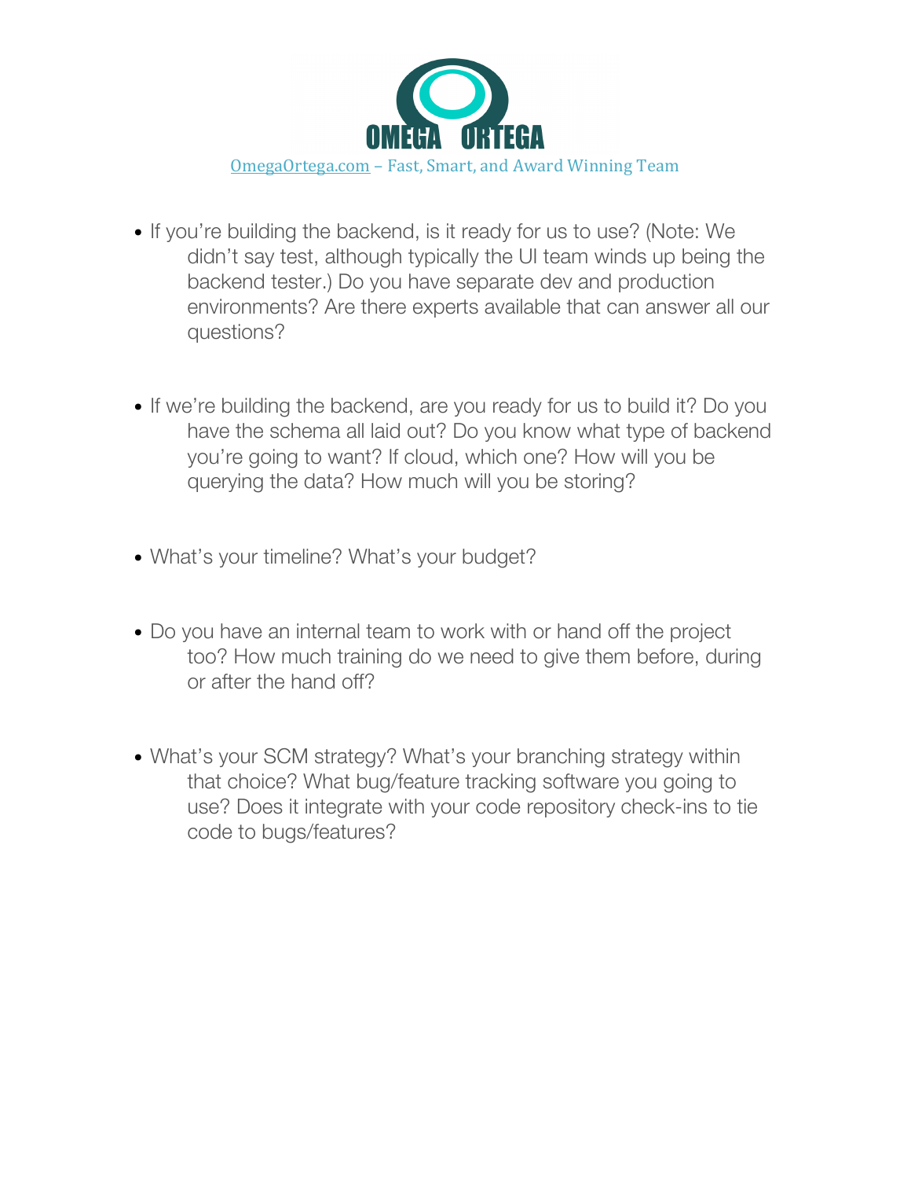- If you're building the backend, is it ready for us to use? (Note: We didn't say test, although typically the UI team winds up being the backend tester.) Do you have separate dev and production environments? Are there experts available that can answer all our questions?

- If we're building the backend, are you ready for us to build it? Do you have the schema all laid out? Do you know what type of backend you're going to want? If cloud, which one? How will you be querying the data? How much will you be storing?

- What's your timeline? What's your budget?

- Do you have an internal team to work with or hand off the project too? How much training do we need to give them before, during or after the hand off?

- What's your SCM strategy? What's your branching strategy within that choice? What bug/feature tracking software you going to use? Does it integrate with your code repository check-ins to tie code to bugs/features?